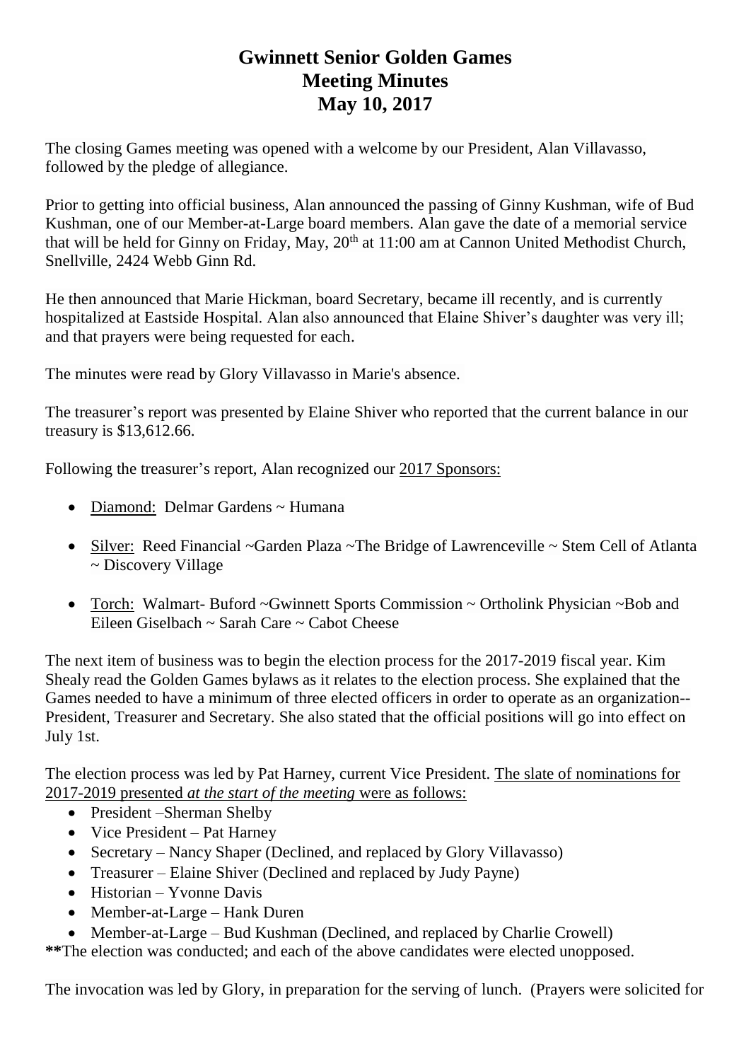# Gwinnett Senior Golden Games
# Meeting Minutes
# May 10, 2017

The closing Games meeting was opened with a welcome by our President, Alan Villavasso, followed by the pledge of allegiance.

Prior to getting into official business, Alan announced the passing of Ginny Kushman, wife of Bud Kushman, one of our Member-at-Large board members. Alan gave the date of a memorial service that will be held for Ginny on Friday, May, 20th at 11:00 am at Cannon United Methodist Church, Snellville, 2424 Webb Ginn Rd.

He then announced that Marie Hickman, board Secretary, became ill recently, and is currently hospitalized at Eastside Hospital. Alan also announced that Elaine Shiver's daughter was very ill; and that prayers were being requested for each.

The minutes were read by Glory Villavasso in Marie's absence.

The treasurer's report was presented by Elaine Shiver who reported that the current balance in our treasury is $13,612.66.

Following the treasurer's report, Alan recognized our <u>2017 Sponsors:</u>

- <u>Diamond:</u> Delmar Gardens ~ Humana
- <u>Silver:</u> Reed Financial ~Garden Plaza ~The Bridge of Lawrenceville ~ Stem Cell of Atlanta ~ Discovery Village
- <u>Torch:</u> Walmart- Buford ~Gwinnett Sports Commission ~ Ortholink Physician ~Bob and Eileen Giselbach ~ Sarah Care ~ Cabot Cheese

The next item of business was to begin the election process for the 2017-2019 fiscal year. Kim Shealy read the Golden Games bylaws as it relates to the election process. She explained that the Games needed to have a minimum of three elected officers in order to operate as an organization--President, Treasurer and Secretary. She also stated that the official positions will go into effect on July 1st.

The election process was led by Pat Harney, current Vice President. <u>The slate of nominations for 2017-2019 presented *at the start of the meeting* were as follows:</u>

- President –Sherman Shelby
- Vice President – Pat Harney
- Secretary – Nancy Shaper (Declined, and replaced by Glory Villavasso)
- Treasurer – Elaine Shiver (Declined and replaced by Judy Payne)
- Historian – Yvonne Davis
- Member-at-Large – Hank Duren
- Member-at-Large – Bud Kushman (Declined, and replaced by Charlie Crowell)

**\*\***The election was conducted; and each of the above candidates were elected unopposed.

The invocation was led by Glory, in preparation for the serving of lunch. (Prayers were solicited for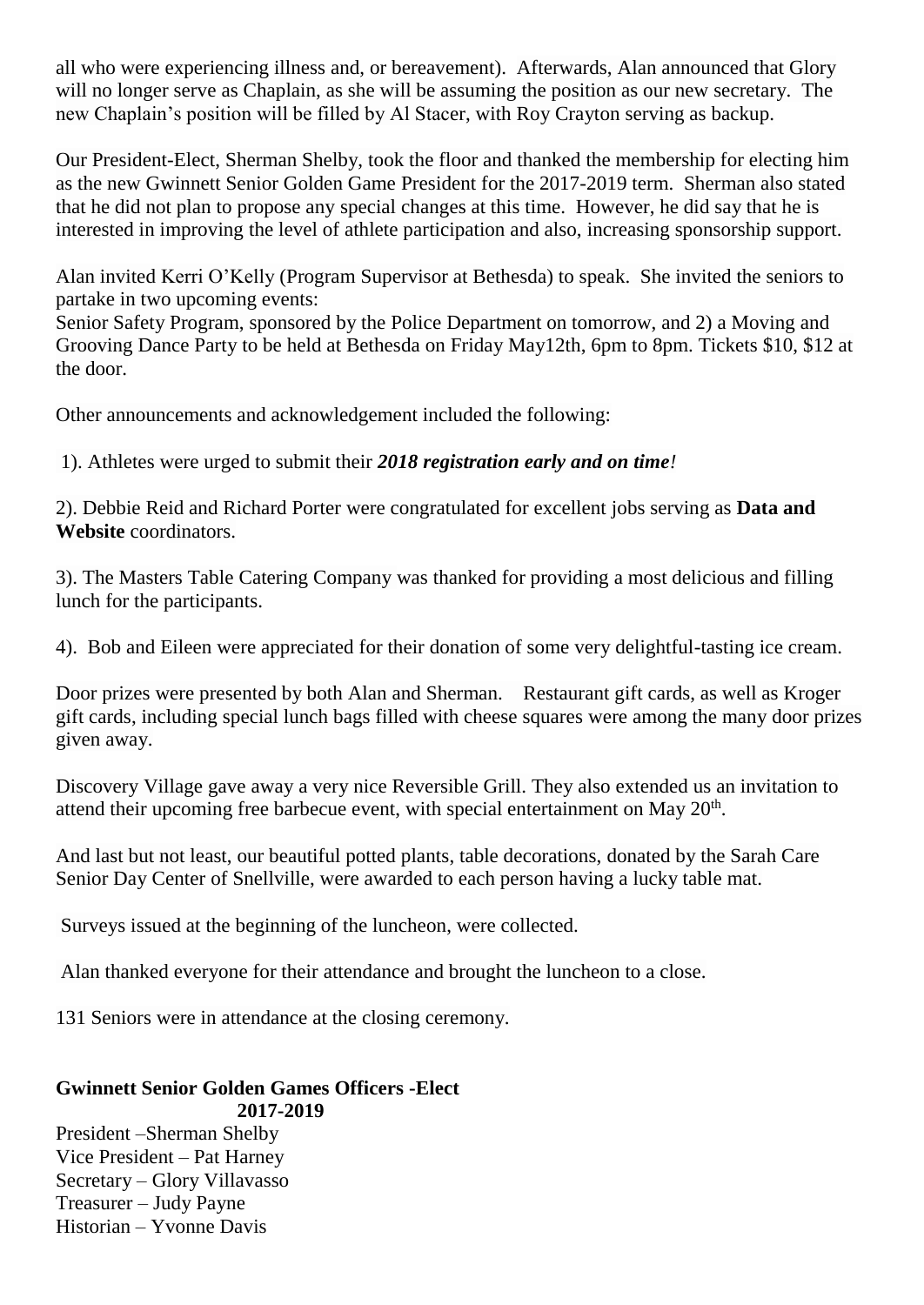all who were experiencing illness and, or bereavement). Afterwards, Alan announced that Glory will no longer serve as Chaplain, as she will be assuming the position as our new secretary. The new Chaplain's position will be filled by Al Stacer, with Roy Crayton serving as backup.

Our President-Elect, Sherman Shelby, took the floor and thanked the membership for electing him as the new Gwinnett Senior Golden Game President for the 2017-2019 term. Sherman also stated that he did not plan to propose any special changes at this time. However, he did say that he is interested in improving the level of athlete participation and also, increasing sponsorship support.

Alan invited Kerri O'Kelly (Program Supervisor at Bethesda) to speak. She invited the seniors to partake in two upcoming events:
Senior Safety Program, sponsored by the Police Department on tomorrow, and 2) a Moving and Grooving Dance Party to be held at Bethesda on Friday May12th, 6pm to 8pm. Tickets $10, $12 at the door.

Other announcements and acknowledgement included the following:

1). Athletes were urged to submit their ***2018 registration early and on time!***

2). Debbie Reid and Richard Porter were congratulated for excellent jobs serving as **Data and Website** coordinators.

3). The Masters Table Catering Company was thanked for providing a most delicious and filling lunch for the participants.

4). Bob and Eileen were appreciated for their donation of some very delightful-tasting ice cream.

Door prizes were presented by both Alan and Sherman. Restaurant gift cards, as well as Kroger gift cards, including special lunch bags filled with cheese squares were among the many door prizes given away.

Discovery Village gave away a very nice Reversible Grill. They also extended us an invitation to attend their upcoming free barbecue event, with special entertainment on May 20th.

And last but not least, our beautiful potted plants, table decorations, donated by the Sarah Care Senior Day Center of Snellville, were awarded to each person having a lucky table mat.

Surveys issued at the beginning of the luncheon, were collected.

Alan thanked everyone for their attendance and brought the luncheon to a close.

131 Seniors were in attendance at the closing ceremony.

**Gwinnett Senior Golden Games Officers -Elect**
**2017-2019**

President –Sherman Shelby
Vice President – Pat Harney
Secretary – Glory Villavasso
Treasurer – Judy Payne
Historian – Yvonne Davis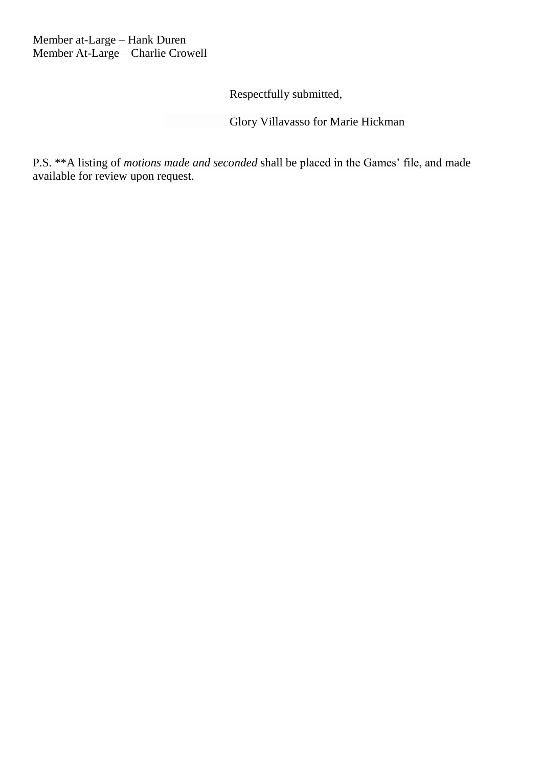Member at-Large – Hank Duren
Member At-Large – Charlie Crowell

Respectfully submitted,

Glory Villavasso for Marie Hickman

P.S. **A listing of *motions made and seconded* shall be placed in the Games' file, and made available for review upon request.